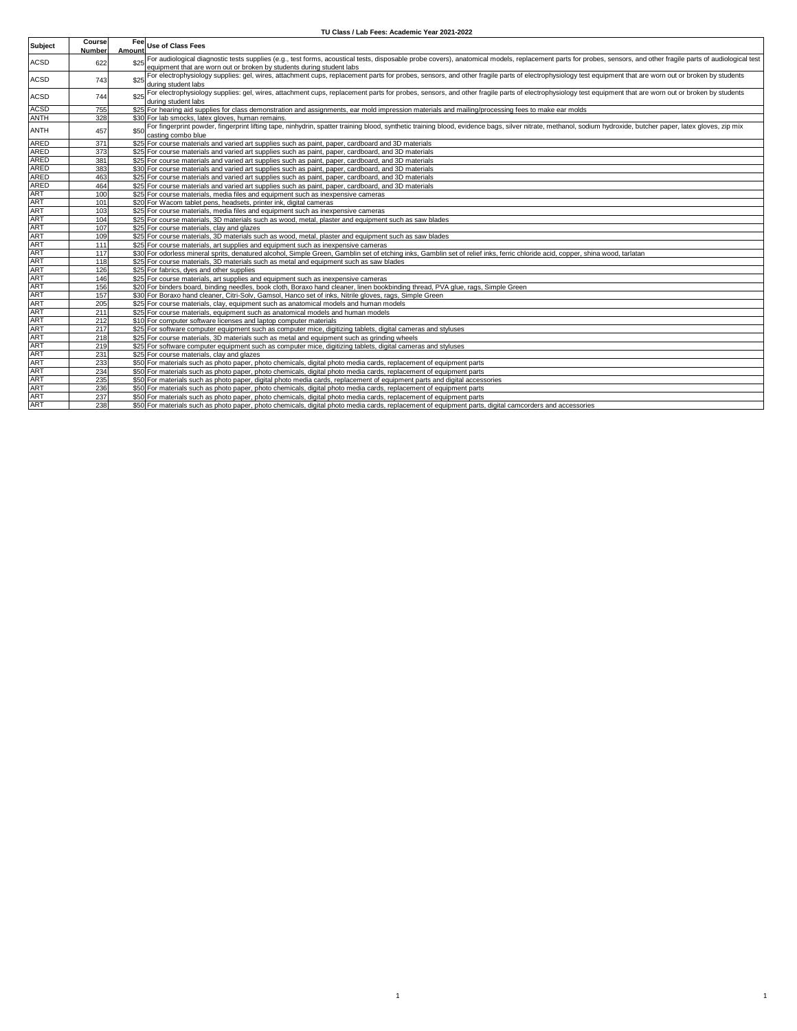# TU Class / Lab Fees: Academic Year 2021-2022

| Subject | Course Number | Fee Amount | Use of Class Fees |
|---|---|---|---|
| ACSD | 622 | $25 | For audiological diagnostic tests supplies (e.g., test forms, acoustical tests, disposable probe covers), anatomical models, replacement parts for probes, sensors, and other fragile parts of audiological test equipment that are worn out or broken by students during student labs |
| ACSD | 743 | $25 | For electrophysiology supplies: gel, wires, attachment cups, replacement parts for probes, sensors, and other fragile parts of electrophysiology test equipment that are worn out or broken by students during student labs |
| ACSD | 744 | $25 | For electrophysiology supplies: gel, wires, attachment cups, replacement parts for probes, sensors, and other fragile parts of electrophysiology test equipment that are worn out or broken by students during student labs |
| ACSD | 755 | $25 | For hearing aid supplies for class demonstration and assignments, ear mold impression materials and mailing/processing fees to make ear molds |
| ANTH | 328 | $30 | For lab smocks, latex gloves, human remains. |
| ANTH | 457 | $50 | For fingerprint powder, fingerprint lifting tape, ninhydrin, spatter training blood, synthetic training blood, evidence bags, silver nitrate, methanol, sodium hydroxide, butcher paper, latex gloves, zip mix casting combo blue |
| ARED | 371 | $25 | For course materials and varied art supplies such as paint, paper, cardboard, and 3D materials |
| ARED | 373 | $25 | For course materials and varied art supplies such as paint, paper, cardboard, and 3D materials |
| ARED | 381 | $25 | For course materials and varied art supplies such as paint, paper, cardboard, and 3D materials |
| ARED | 383 | $30 | For course materials and varied art supplies such as paint, paper, cardboard, and 3D materials |
| ARED | 463 | $25 | For course materials and varied art supplies such as paint, paper, cardboard, and 3D materials |
| ARED | 464 | $25 | For course materials and varied art supplies such as paint, paper, cardboard, and 3D materials |
| ART | 100 | $25 | For course materials, media files and equipment such as inexpensive cameras |
| ART | 101 | $20 | For Wacom tablet pens, headsets, printer ink, digital cameras |
| ART | 103 | $25 | For course materials, media files and equipment such as inexpensive cameras |
| ART | 104 | $25 | For course materials, 3D materials such as wood, metal, plaster and equipment such as saw blades |
| ART | 107 | $25 | For course materials, clay and glazes |
| ART | 109 | $25 | For course materials, 3D materials such as wood, metal, plaster and equipment such as saw blades |
| ART | 111 | $25 | For course materials, art supplies and equipment such as inexpensive cameras |
| ART | 117 | $30 | For odorless mineral sprits, denatured alcohol, Simple Green, Gamblin set of etching inks, Gamblin set of relief inks, ferric chloride acid, copper, shina wood, tarlatan |
| ART | 118 | $25 | For course materials, 3D materials such as metal and equipment such as saw blades |
| ART | 126 | $25 | For fabrics, dyes and other supplies |
| ART | 146 | $25 | For course materials, art supplies and equipment such as inexpensive cameras |
| ART | 156 | $20 | For binders board, binding needles, book cloth, Boraxo hand cleaner, linen bookbinding thread, PVA glue, rags, Simple Green |
| ART | 157 | $30 | For Boraxo hand cleaner, Citri-Solv, Gamsol, Hanco set of inks, Nitrile gloves, rags, Simple Green |
| ART | 205 | $25 | For course materials, clay, equipment such as anatomical models and human models |
| ART | 211 | $25 | For course materials, equipment such as anatomical models and human models |
| ART | 212 | $10 | For computer software licenses and laptop computer materials |
| ART | 217 | $25 | For software computer equipment such as computer mice, digitizing tablets, digital cameras and styluses |
| ART | 218 | $25 | For course materials, 3D materials such as metal and equipment such as grinding wheels |
| ART | 219 | $25 | For software computer equipment such as computer mice, digitizing tablets, digital cameras and styluses |
| ART | 231 | $25 | For course materials, clay and glazes |
| ART | 233 | $50 | For materials such as photo paper, photo chemicals, digital photo media cards, replacement of equipment parts |
| ART | 234 | $50 | For materials such as photo paper, photo chemicals, digital photo media cards, replacement of equipment parts |
| ART | 235 | $50 | For materials such as photo paper, digital photo media cards, replacement of equipment parts and digital accessories |
| ART | 236 | $50 | For materials such as photo paper, photo chemicals, digital photo media cards, replacement of equipment parts |
| ART | 237 | $50 | For materials such as photo paper, photo chemicals, digital photo media cards, replacement of equipment parts |
| ART | 238 | $50 | For materials such as photo paper, photo chemicals, digital photo media cards, replacement of equipment parts, digital camcorders and accessories |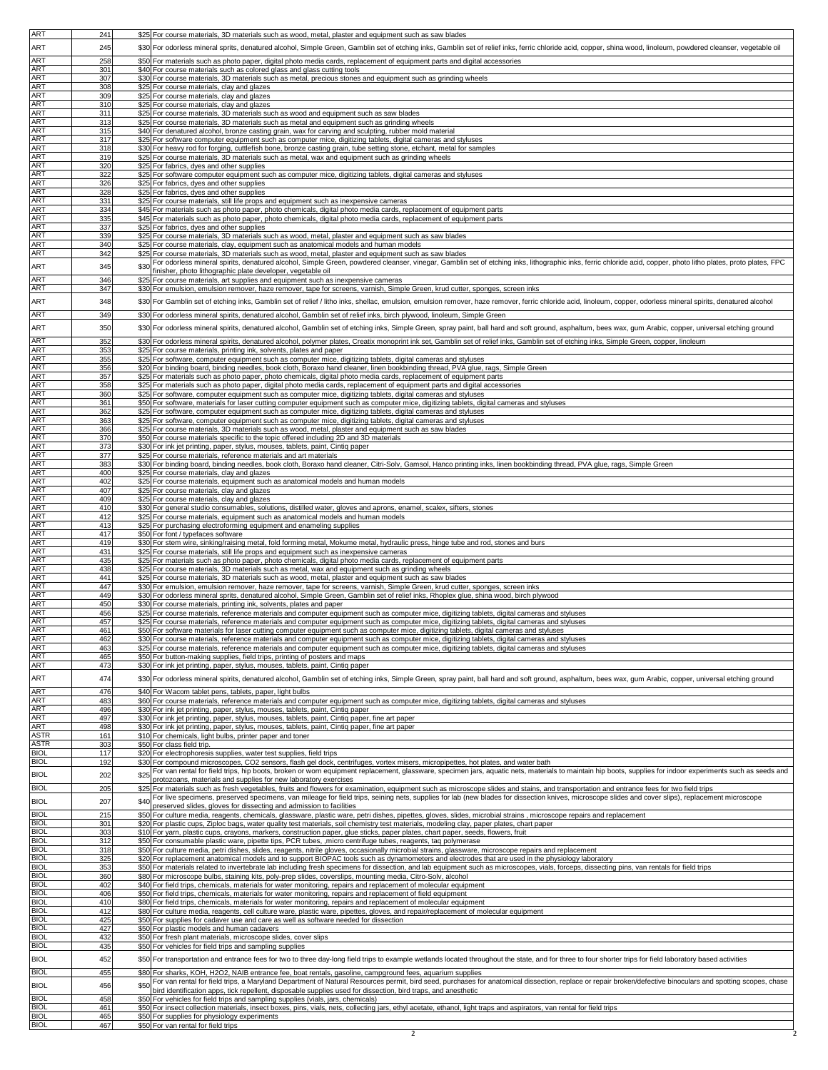| | | | |
|---|---|---|---|
| ART | 241 | $25 | For course materials, 3D materials such as wood, metal, plaster and equipment such as saw blades |
| ART | 245 | $30 | For odorless mineral sprits, denatured alcohol, Simple Green, Gamblin set of etching inks, Gamblin set of relief inks, ferric chloride acid, copper, shina wood, linoleum, powdered cleanser, vegetable oil |
| ART | 258 | $50 | For materials such as photo paper, digital photo media cards, replacement of equipment parts and digital accessories |
| ART | 301 | $40 | For course materials such as colored glass and glass cutting tools |
| ART | 307 | $30 | For course materials, 3D materials such as metal, precious stones and equipment such as grinding wheels |
| ART | 308 | $25 | For course materials, clay and glazes |
| ART | 309 | $25 | For course materials, clay and glazes |
| ART | 310 | $25 | For course materials, clay and glazes |
| ART | 311 | $25 | For course materials, 3D materials such as wood and equipment such as saw blades |
| ART | 313 | $25 | For course materials, 3D materials such as metal and equipment such as grinding wheels |
| ART | 315 | $40 | For denatured alcohol, bronze casting grain, wax for carving and sculpting, rubber mold material |
| ART | 317 | $25 | For software computer equipment such as computer mice, digitizing tablets, digital cameras and styluses |
| ART | 318 | $30 | For heavy rod for forging, cuttlefish bone, bronze casting grain, tube setting stone, etchant, metal for samples |
| ART | 319 | $25 | For course materials, 3D materials such as metal, wax and equipment such as grinding wheels |
| ART | 320 | $25 | For fabrics, dyes and other supplies |
| ART | 322 | $25 | For software computer equipment such as computer mice, digitizing tablets, digital cameras and styluses |
| ART | 326 | $25 | For fabrics, dyes and other supplies |
| ART | 328 | $25 | For fabrics, dyes and other supplies |
| ART | 331 | $25 | For course materials, still life props and equipment such as inexpensive cameras |
| ART | 334 | $45 | For materials such as photo paper, photo chemicals, digital photo media cards, replacement of equipment parts |
| ART | 335 | $45 | For materials such as photo paper, photo chemicals, digital photo media cards, replacement of equipment parts |
| ART | 337 | $25 | For fabrics, dyes and other supplies |
| ART | 339 | $25 | For course materials, 3D materials such as wood, metal, plaster and equipment such as saw blades |
| ART | 340 | $25 | For course materials, clay, equipment such as anatomical models and human models |
| ART | 342 | $25 | For course materials, 3D materials such as wood, metal, plaster and equipment such as saw blades |
| ART | 345 | $30 | For odorless mineral spirits, denatured alcohol, Simple Green, powdered cleanser, vinegar, Gamblin set of etching inks, lithographic inks, ferric chloride acid, copper, photo litho plates, proto plates, FPC finisher, photo lithographic plate developer, vegetable oil |
| ART | 346 | $25 | For course materials, art supplies and equipment such as inexpensive cameras |
| ART | 347 | $30 | For emulsion, emulsion remover, haze remover, tape for screens, varnish, Simple Green, krud cutter, sponges, screen inks |
| ART | 348 | $30 | For Gamblin set of etching inks, Gamblin set of relief / litho inks, shellac, emulsion, emulsion remover, haze remover, ferric chloride acid, linoleum, copper, odorless mineral spirits, denatured alcohol |
| ART | 349 | $30 | For odorless mineral spirits, denatured alcohol, Gamblin set of relief inks, birch plywood, linoleum, Simple Green |
| ART | 350 | $30 | For odorless mineral spirits, denatured alcohol, Gamblin set of etching inks, Simple Green, spray paint, ball hard and soft ground, asphaltum, bees wax, gum Arabic, copper, universal etching ground |
| ART | 352 | $30 | For odorless mineral spirits, denatured alcohol, polymer plates, Creatix monoprint ink set, Gamblin set of relief inks, Gamblin set of etching inks, Simple Green, copper, linoleum |
| ART | 353 | $25 | For course materials, printing ink, solvents, plates and paper |
| ART | 355 | $25 | For software, computer equipment such as computer mice, digitizing tablets, digital cameras and styluses |
| ART | 356 | $20 | For binding board, binding needles, book cloth, Boraxo hand cleaner, linen bookbinding thread, PVA glue, rags, Simple Green |
| ART | 357 | $25 | For materials such as photo paper, photo chemicals, digital photo media cards, replacement of equipment parts |
| ART | 358 | $25 | For materials such as photo paper, digital photo media cards, replacement of equipment parts and digital accessories |
| ART | 360 | $25 | For software, computer equipment such as computer mice, digitizing tablets, digital cameras and styluses |
| ART | 361 | $50 | For software, materials for laser cutting computer equipment such as computer mice, digitizing tablets, digital cameras and styluses |
| ART | 362 | $25 | For software, computer equipment such as computer mice, digitizing tablets, digital cameras and styluses |
| ART | 363 | $25 | For software, computer equipment such as computer mice, digitizing tablets, digital cameras and styluses |
| ART | 366 | $25 | For course materials, 3D materials such as wood, metal, plaster and equipment such as saw blades |
| ART | 370 | $50 | For course materials specific to the topic offered including 2D and 3D materials |
| ART | 373 | $30 | For ink jet printing, paper, stylus, mouses, tablets, paint, Cintiq paper |
| ART | 377 | $25 | For course materials, reference materials and art materials |
| ART | 383 | $30 | For binding board, binding needles, book cloth, Boraxo hand cleaner, Citri-Solv, Gamsol, Hanco printing inks, linen bookbinding thread, PVA glue, rags, Simple Green |
| ART | 400 | $25 | For course materials, clay and glazes |
| ART | 402 | $25 | For course materials, equipment such as anatomical models and human models |
| ART | 407 | $25 | For course materials, clay and glazes |
| ART | 409 | $25 | For course materials, clay and glazes |
| ART | 410 | $30 | For general studio consumables, solutions, distilled water, gloves and aprons, enamel, scalex, sifters, stones |
| ART | 412 | $25 | For course materials, equipment such as anatomical models and human models |
| ART | 413 | $25 | For purchasing electroforming equipment and enameling supplies |
| ART | 417 | $50 | For font / typefaces software |
| ART | 419 | $30 | For stem wire, sinking/raising metal, fold forming metal, Mokume metal, hydraulic press, hinge tube and rod, stones and burs |
| ART | 431 | $25 | For course materials, still life props and equipment such as inexpensive cameras |
| ART | 435 | $25 | For materials such as photo paper, photo chemicals, digital photo media cards, replacement of equipment parts |
| ART | 438 | $25 | For course materials, 3D materials such as metal, wax and equipment such as grinding wheels |
| ART | 441 | $25 | For course materials, 3D materials such as wood, metal, plaster and equipment such as saw blades |
| ART | 447 | $30 | For emulsion, emulsion remover, haze remover, tape for screens, varnish, Simple Green, krud cutter, sponges, screen inks |
| ART | 449 | $30 | For odorless mineral sprits, denatured alcohol, Simple Green, Gamblin set of relief inks, Rhoplex glue, shina wood, birch plywood |
| ART | 450 | $30 | For course materials, printing ink, solvents, plates and paper |
| ART | 456 | $25 | For course materials, reference materials and computer equipment such as computer mice, digitizing tablets, digital cameras and styluses |
| ART | 457 | $25 | For course materials, reference materials and computer equipment such as computer mice, digitizing tablets, digital cameras and styluses |
| ART | 461 | $50 | For software materials for laser cutting computer equipment such as computer mice, digitizing tablets, digital cameras and styluses |
| ART | 462 | $30 | For course materials, reference materials and computer equipment such as computer mice, digitizing tablets, digital cameras and styluses |
| ART | 463 | $25 | For course materials, reference materials and computer equipment such as computer mice, digitizing tablets, digital cameras and styluses |
| ART | 465 | $50 | For button-making supplies, field trips, printing of posters and maps |
| ART | 473 | $30 | For ink jet printing, paper, stylus, mouses, tablets, paint, Cintiq paper |
| ART | 474 | $30 | For odorless mineral spirits, denatured alcohol, Gamblin set of etching inks, Simple Green, spray paint, ball hard and soft ground, asphaltum, bees wax, gum Arabic, copper, universal etching ground |
| ART | 476 | $40 | For Wacom tablet pens, tablets, paper, light bulbs |
| ART | 483 | $60 | For course materials, reference materials and computer equipment such as computer mice, digitizing tablets, digital cameras and styluses |
| ART | 496 | $30 | For ink jet printing, paper, stylus, mouses, tablets, paint, Cintiq paper |
| ART | 497 | $30 | For ink jet printing, paper, stylus, mouses, tablets, paint, Cintiq paper, fine art paper |
| ART | 498 | $30 | For ink jet printing, paper, stylus, mouses, tablets, paint, Cintiq paper, fine art paper |
| ASTR | 161 | $10 | For chemicals, light bulbs, printer paper and toner |
| ASTR | 303 | $50 | For class field trip. |
| BIOL | 117 | $20 | For electrophoresis supplies, water test supplies, field trips |
| BIOL | 192 | $30 | For compound microscopes, CO2 sensors, flash gel dock, centrifuges, vortex misers, micropipettes, hot plates, and water bath |
| BIOL | 202 | $25 | For van rental for field trips, hip boots, broken or worn equipment replacement, glassware, specimen jars, aquatic nets, materials to maintain hip boots, supplies for indoor experiments such as seeds and protozoans, materials and supplies for new laboratory exercises |
| BIOL | 205 | $25 | For materials such as fresh vegetables, fruits and flowers for examination, equipment such as microscope slides and stains, and transportation and entrance fees for two field trips |
| BIOL | 207 | $40 | For live specimens, preserved specimens, van mileage for field trips, seining nets, supplies for lab (new blades for dissection knives, microscope slides and cover slips), replacement microscope preserved slides, gloves for dissecting and admission to facilities |
| BIOL | 215 | $50 | For culture media, reagents, chemicals, glassware, plastic ware, petri dishes, pipettes, gloves, slides, microbial strains , microscope repairs and replacement |
| BIOL | 301 | $20 | For plastic cups, Ziploc bags, water quality test materials, soil chemistry test materials, modeling clay, paper plates, chart paper |
| BIOL | 303 | $10 | For yarn, plastic cups, crayons, markers, construction paper, glue sticks, paper plates, chart paper, seeds, flowers, fruit |
| BIOL | 312 | $50 | For consumable plastic ware, pipette tips, PCR tubes, ,micro centrifuge tubes, reagents, taq polymerase |
| BIOL | 318 | $50 | For culture media, petri dishes, slides, reagents, nitrile gloves, occasionally microbial strains, glassware, microscope repairs and replacement |
| BIOL | 325 | $20 | For replacement anatomical models and to support BIOPAC tools such as dynamometers and electrodes that are used in the physiology laboratory |
| BIOL | 353 | $50 | For materials related to invertebrate lab including fresh specimens for dissection, and lab equipment such as microscopes, vials, forceps, dissecting pins, van rentals for field trips |
| BIOL | 360 | $80 | For microscope bulbs, staining kits, poly-prep slides, coverslips, mounting media, Citro-Solv, alcohol |
| BIOL | 402 | $40 | For field trips, chemicals, materials for water monitoring, repairs and replacement of molecular equipment |
| BIOL | 406 | $50 | For field trips, chemicals, materials for water monitoring, repairs and replacement of field equipment |
| BIOL | 410 | $80 | For field trips, chemicals, materials for water monitoring, repairs and replacement of molecular equipment |
| BIOL | 412 | $80 | For culture media, reagents, cell culture ware, plastic ware, pipettes, gloves, and repair/replacement of molecular equipment |
| BIOL | 425 | $50 | For supplies for cadaver use and care as well as software needed for dissection |
| BIOL | 427 | $50 | For plastic models and human cadavers |
| BIOL | 432 | $50 | For fresh plant materials, microscope slides, cover slips |
| BIOL | 435 | $50 | For vehicles for field trips and sampling supplies |
| BIOL | 452 | $50 | For transportation and entrance fees for two to three day-long field trips to example wetlands located throughout the state, and for three to four shorter trips for field laboratory based activities |
| BIOL | 455 | $80 | For sharks, KOH, H2O2, NAIB entrance fee, boat rentals, gasoline, campground fees, aquarium supplies |
| BIOL | 456 | $50 | For van rental for field trips, a Maryland Department of Natural Resources permit, bird seed, purchases for anatomical dissection, replace or repair broken/defective binoculars and spotting scopes, chase bird identification apps, tick repellent, disposable supplies used for dissection, bird traps, and anesthetic |
| BIOL | 458 | $50 | For vehicles for field trips and sampling supplies (vials, jars, chemicals) |
| BIOL | 461 | $50 | For insect collection materials, insect boxes, pins, vials, nets, collecting jars, ethyl acetate, ethanol, light traps and aspirators, van rental for field trips |
| BIOL | 465 | $50 | For supplies for physiology experiments |
| BIOL | 467 | $50 | For van rental for field trips |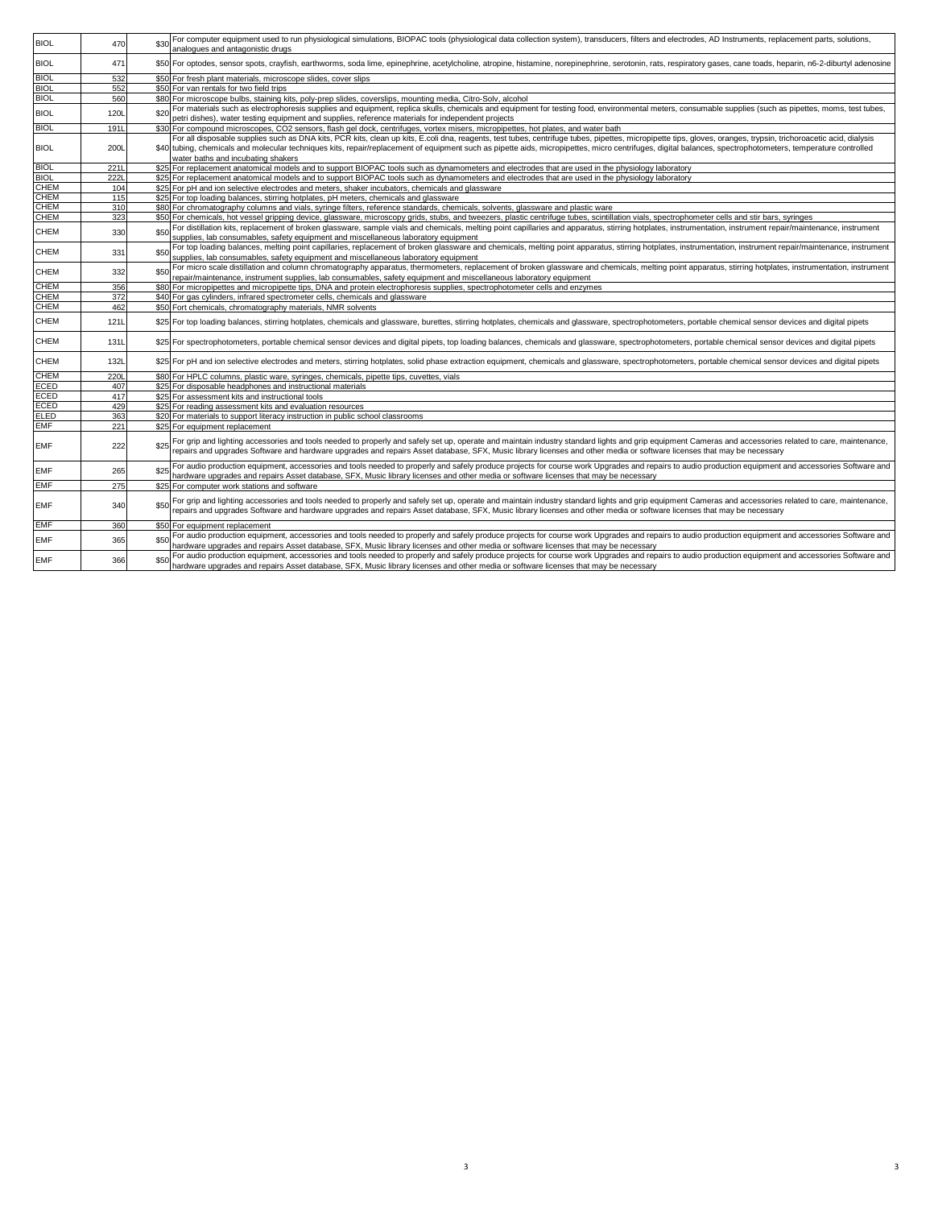| BIOL | 470 | $30 | For computer equipment used to run physiological simulations, BIOPAC tools (physiological data collection system), transducers, filters and electrodes, AD Instruments, replacement parts, solutions, analogues and antagonistic drugs |
|---|---|---|---|
| BIOL | 471 | $50 | For optodes, sensor spots, crayfish, earthworms, soda lime, epinephrine, acetylcholine, atropine, histamine, norepinephrine, serotonin, rats, respiratory gases, cane toads, heparin, n6-2-diburtyl adenosine |
| BIOL | 532 | $50 | For fresh plant materials, microscope slides, cover slips |
| BIOL | 552 | $50 | For van rentals for two field trips |
| BIOL | 560 | $80 | For microscope bulbs, staining kits, poly-prep slides, coverslips, mounting media, Citro-Solv, alcohol |
| BIOL | 120L | $20 | For materials such as electrophoresis supplies and equipment, replica skulls, chemicals and equipment for testing food, environmental meters, consumable supplies (such as pipettes, moms, test tubes, petri dishes), water testing equipment and supplies, reference materials for independent projects |
| BIOL | 191L | $30 | For compound microscopes, CO2 sensors, flash gel dock, centrifuges, vortex misers, micropipettes, hot plates, and water bath |
| BIOL | 200L | $40 | For all disposable supplies such as DNA kits, PCR kits, clean up kits, E.coli dna, reagents, test tubes, centrifuge tubes, pipettes, micropipette tips, gloves, oranges, trypsin, trichoroacetic acid, dialysis tubing, chemicals and molecular techniques kits, repair/replacement of equipment such as pipette aids, micropipettes, micro centrifuges, digital balances, spectrophotometers, temperature controlled water baths and incubating shakers |
| BIOL | 221L | $25 | For replacement anatomical models and to support BIOPAC tools such as dynamometers and electrodes that are used in the physiology laboratory |
| BIOL | 222L | $25 | For replacement anatomical models and to support BIOPAC tools such as dynamometers and electrodes that are used in the physiology laboratory |
| CHEM | 104 | $25 | For pH and ion selective electrodes and meters, shaker incubators, chemicals and glassware |
| CHEM | 115 | $25 | For top loading balances, stirring hotplates, pH meters, chemicals and glassware |
| CHEM | 310 | $80 | For chromatography columns and vials, syringe filters, reference standards, chemicals, solvents, glassware and plastic ware |
| CHEM | 323 | $50 | For chemicals, hot vessel gripping device, glassware, microscopy grids, stubs, and tweezers, plastic centrifuge tubes, scintillation vials, spectrophometer cells and stir bars, syringes |
| CHEM | 330 | $50 | For distillation kits, replacement of broken glassware, sample vials and chemicals, melting point capillaries and apparatus, stirring hotplates, instrumentation, instrument repair/maintenance, instrument supplies, lab consumables, safety equipment and miscellaneous laboratory equipment |
| CHEM | 331 | $50 | For top loading balances, melting point capillaries, replacement of broken glassware and chemicals, melting point apparatus, stirring hotplates, instrumentation, instrument repair/maintenance, instrument supplies, lab consumables, safety equipment and miscellaneous laboratory equipment |
| CHEM | 332 | $50 | For micro scale distillation and column chromatography apparatus, thermometers, replacement of broken glassware and chemicals, melting point apparatus, stirring hotplates, instrumentation, instrument repair/maintenance, instrument supplies, lab consumables, safety equipment and miscellaneous laboratory equipment |
| CHEM | 356 | $80 | For micropipettes and micropipette tips, DNA and protein electrophoresis supplies, spectrophotometer cells and enzymes |
| CHEM | 372 | $40 | For gas cylinders, infrared spectrometer cells, chemicals and glassware |
| CHEM | 462 | $50 | Fort chemicals, chromatography materials, NMR solvents |
| CHEM | 121L | $25 | For top loading balances, stirring hotplates, chemicals and glassware, burettes, stirring hotplates, chemicals and glassware, spectrophotometers, portable chemical sensor devices and digital pipets |
| CHEM | 131L | $25 | For spectrophotometers, portable chemical sensor devices and digital pipets, top loading balances, chemicals and glassware, spectrophotometers, portable chemical sensor devices and digital pipets |
| CHEM | 132L | $25 | For pH and ion selective electrodes and meters, stirring hotplates, solid phase extraction equipment, chemicals and glassware, spectrophotometers, portable chemical sensor devices and digital pipets |
| CHEM | 220L | $80 | For HPLC columns, plastic ware, syringes, chemicals, pipette tips, cuvettes, vials |
| ECED | 407 | $25 | For disposable headphones and instructional materials |
| ECED | 417 | $25 | For assessment kits and instructional tools |
| ECED | 429 | $25 | For reading assessment kits and evaluation resources |
| ELED | 363 | $20 | For materials to support literacy instruction in public school classrooms |
| EMF | 221 | $25 | For equipment replacement |
| EMF | 222 | $25 | For grip and lighting accessories and tools needed to properly and safely set up, operate and maintain industry standard lights and grip equipment Cameras and accessories related to care, maintenance, repairs and upgrades Software and hardware upgrades and repairs Asset database, SFX, Music library licenses and other media or software licenses that may be necessary |
| EMF | 265 | $25 | For audio production equipment, accessories and tools needed to properly and safely produce projects for course work Upgrades and repairs to audio production equipment and accessories Software and hardware upgrades and repairs Asset database, SFX, Music library licenses and other media or software licenses that may be necessary |
| EMF | 275 | $25 | For computer work stations and software |
| EMF | 340 | $50 | For grip and lighting accessories and tools needed to properly and safely set up, operate and maintain industry standard lights and grip equipment Cameras and accessories related to care, maintenance, repairs and upgrades Software and hardware upgrades and repairs Asset database, SFX, Music library licenses and other media or software licenses that may be necessary |
| EMF | 360 | $50 | For equipment replacement |
| EMF | 365 | $50 | For audio production equipment, accessories and tools needed to properly and safely produce projects for course work Upgrades and repairs to audio production equipment and accessories Software and hardware upgrades and repairs Asset database, SFX, Music library licenses and other media or software licenses that may be necessary |
| EMF | 366 | $50 | For audio production equipment, accessories and tools needed to properly and safely produce projects for course work Upgrades and repairs to audio production equipment and accessories Software and hardware upgrades and repairs Asset database, SFX, Music library licenses and other media or software licenses that may be necessary |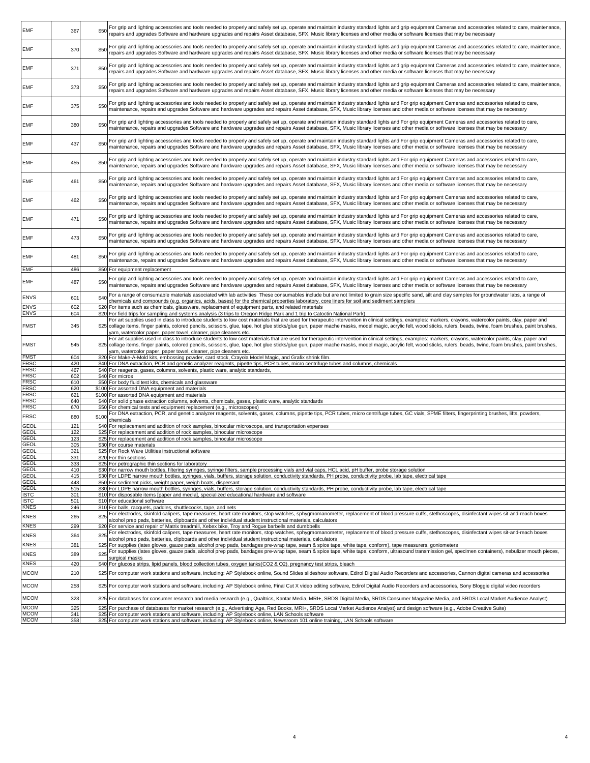| EMF | 367 | $50 | For grip and lighting accessories and tools needed to properly and safely set up, operate and maintain industry standard lights and grip equipment Cameras and accessories related to care, maintenance, repairs and upgrades Software and hardware upgrades and repairs Asset database, SFX, Music library licenses and other media or software licenses that may be necessary |
|---|---|---|---|
| EMF | 370 | $50 | For grip and lighting accessories and tools needed to properly and safely set up, operate and maintain industry standard lights and grip equipment Cameras and accessories related to care, maintenance, repairs and upgrades Software and hardware upgrades and repairs Asset database, SFX, Music library licenses and other media or software licenses that may be necessary |
| EMF | 371 | $50 | For grip and lighting accessories and tools needed to properly and safely set up, operate and maintain industry standard lights and grip equipment Cameras and accessories related to care, maintenance, repairs and upgrades Software and hardware upgrades and repairs Asset database, SFX, Music library licenses and other media or software licenses that may be necessary |
| EMF | 373 | $50 | For grip and lighting accessories and tools needed to properly and safely set up, operate and maintain industry standard lights and grip equipment Cameras and accessories related to care, maintenance, repairs and upgrades Software and hardware upgrades and repairs Asset database, SFX, Music library licenses and other media or software licenses that may be necessary |
| EMF | 375 | $50 | For grip and lighting accessories and tools needed to properly and safely set up, operate and maintain industry standard lights and grip equipment Cameras and accessories related to care, maintenance, repairs and upgrades Software and hardware upgrades and repairs Asset database, SFX, Music library licenses and other media or software licenses that may be necessary |
| EMF | 380 | $50 | For grip and lighting accessories and tools needed to properly and safely set up, operate and maintain industry standard lights and For grip equipment Cameras and accessories related to care, maintenance, repairs and upgrades Software and hardware upgrades and repairs Asset database, SFX, Music library licenses and other media or software licenses that may be necessary |
| EMF | 437 | $50 | For grip and lighting accessories and tools needed to properly and safely set up, operate and maintain industry standard lights and For grip equipment Cameras and accessories related to care, maintenance, repairs and upgrades Software and hardware upgrades and repairs Asset database, SFX, Music library licenses and other media or software licenses that may be necessary |
| EMF | 455 | $50 | For grip and lighting accessories and tools needed to properly and safely set up, operate and maintain industry standard lights and For grip equipment Cameras and accessories related to care, maintenance, repairs and upgrades Software and hardware upgrades and repairs Asset database, SFX, Music library licenses and other media or software licenses that may be necessary |
| EMF | 461 | $50 | For grip and lighting accessories and tools needed to properly and safely set up, operate and maintain industry standard lights and For grip equipment Cameras and accessories related to care, maintenance, repairs and upgrades Software and hardware upgrades and repairs Asset database, SFX, Music library licenses and other media or software licenses that may be necessary |
| EMF | 462 | $50 | For grip and lighting accessories and tools needed to properly and safely set up, operate and maintain industry standard lights and For grip equipment Cameras and accessories related to care, maintenance, repairs and upgrades Software and hardware upgrades and repairs Asset database, SFX, Music library licenses and other media or software licenses that may be necessary |
| EMF | 471 | $50 | For grip and lighting accessories and tools needed to properly and safely set up, operate and maintain industry standard lights and For grip equipment Cameras and accessories related to care, maintenance, repairs and upgrades Software and hardware upgrades and repairs Asset database, SFX, Music library licenses and other media or software licenses that may be necessary |
| EMF | 473 | $50 | For grip and lighting accessories and tools needed to properly and safely set up, operate and maintain industry standard lights and For grip equipment Cameras and accessories related to care, maintenance, repairs and upgrades Software and hardware upgrades and repairs Asset database, SFX, Music library licenses and other media or software licenses that may be necessary |
| EMF | 481 | $50 | For grip and lighting accessories and tools needed to properly and safely set up, operate and maintain industry standard lights and For grip equipment Cameras and accessories related to care, maintenance, repairs and upgrades Software and hardware upgrades and repairs Asset database, SFX, Music library licenses and other media or software licenses that may be necessary |
| EMF | 486 | $50 | For equipment replacement |
| EMF | 487 | $50 | For grip and lighting accessories and tools needed to properly and safely set up, operate and maintain industry standard lights and For grip equipment Cameras and accessories related to care, maintenance, repairs and upgrades Software and hardware upgrades and repairs Asset database, SFX, Music library licenses and other media or software licenses that may be necessary |
| ENVS | 601 | $40 | For a range of consumable materials associated with lab activities These consumables include but are not limited to grain size specific sand, silt and clay samples for groundwater labs, a range of chemicals and compounds (e.g. organics, acids, bases) for the chemical properties laboratory, core liners for soil and sediment samplers |
| ENVS | 602 | $20 | For items such as chemicals, glassware, replacement of equipment parts, and related materials |
| ENVS | 604 | $20 | For field trips for sampling and systems analysis (3 trips to Oregon Ridge Park and 1 trip to Catoctin National Park) |
| FMST | 345 | $25 | For art supplies used in class to introduce students to low cost materials that are used for therapeutic intervention in clinical settings, examples: markers, crayons, watercolor paints, clay, paper and collage items, finger paints, colored pencils, scissors, glue, tape, hot glue sticks/glue gun, paper mache masks, model magic, acrylic felt, wood sticks, rulers, beads, twine, foam brushes, paint brushes, yarn, watercolor paper, paper towel, cleaner, pipe cleaners etc. |
| FMST | 545 | $25 | For art supplies used in class to introduce students to low cost materials that are used for therapeutic intervention in clinical settings, examples: markers, crayons, watercolor paints, clay, paper and collage items, finger paints, colored pencils, scissors, glue, tape, hot glue sticks/glue gun, paper mache masks, model magic, acrylic felt, wood sticks, rulers, beads, twine, foam brushes, paint brushes, yarn, watercolor paper, paper towel, cleaner, pipe cleaners etc. |
| FMST | 604 | $20 | For Make-A-Mold kits, embossing powder, card stock, Crayola Model Magic, and Grafix shrink film. |
| FRSC | 420 | $40 | For DNA extraction, PCR and genetic analyzer reagents, pipette tips, PCR tubes, micro centrifuge tubes and columns, chemicals |
| FRSC | 467 | $40 | For reagents, gases, columns, solvents, plastic ware, analytic standards, |
| FRSC | 602 | $40 | For micros |
| FRSC | 610 | $50 | For body fluid test kits, chemicals and glassware |
| FRSC | 620 | $100 | For assorted DNA equipment and materials |
| FRSC | 621 | $100 | For assorted DNA equipment and materials |
| FRSC | 640 | $40 | For solid phase extraction columns, solvents, chemicals, gases, plastic ware, analytic standards |
| FRSC | 670 | $50 | For chemical tests and equipment replacement (e.g., microscopes) |
| FRSC | 880 | $100 | For DNA extraction, PCR, and genetic analyzer reagents, solvents, gases, columns, pipette tips, PCR tubes, micro centrifuge tubes, GC vials, SPME filters, fingerprinting brushes, lifts, powders, chemicals |
| GEOL | 121 | $40 | For replacement and addition of rock samples, binocular microscope, and transportation expenses |
| GEOL | 122 | $25 | For replacement and addition of rock samples, binocular microscope |
| GEOL | 123 | $25 | For replacement and addition of rock samples, binocular microscope |
| GEOL | 305 | $30 | For course materials |
| GEOL | 321 | $25 | For Rock Ware Utilities instructional software |
| GEOL | 331 | $20 | For thin sections |
| GEOL | 333 | $25 | For petrographic thin sections for laboratory |
| GEOL | 410 | $30 | For narrow mouth bottles, filtering syringes, syringe filters, sample processing vials and vial caps, HCL acid, pH buffer, probe storage solution |
| GEOL | 415 | $30 | For LDPE narrow mouth bottles, syringes, vials, buffers, storage solution, conductivity standards, PH probe, conductivity probe, lab tape, electrical tape |
| GEOL | 443 | $50 | For sediment picks, weight paper, weigh boats, dispersant |
| GEOL | 515 | $30 | For LDPE narrow mouth bottles, syringes, vials, buffers, storage solution, conductivity standards, PH probe, conductivity probe, lab tape, electrical tape |
| ISTC | 301 | $10 | For disposable items [paper and media], specialized educational hardware and software |
| ISTC | 501 | $10 | For educational software |
| KNES | 246 | $10 | For balls, racquets, paddles, shuttlecocks, tape, and nets |
| KNES | 265 | $25 | For electrodes, skinfold calipers, tape measures, heart rate monitors, stop watches, sphygmomanometer, replacement of blood pressure cuffs, stethoscopes, disinfectant wipes sit-and-reach boxes alcohol prep pads, batteries, clipboards and other individual student instructional materials, calculators |
| KNES | 299 | $20 | For service and repair of Matrix treadmill, Xebex bike, Troy and Rogue barbells and dumbbells |
| KNES | 364 | $25 | For electrodes, skinfold calipers, tape measures, heart rate monitors, stop watches, sphygmomanometer, replacement of blood pressure cuffs, stethoscopes, disinfectant wipes sit-and-reach boxes alcohol prep pads, batteries, clipboards and other individual student instructional materials, calculators |
| KNES | 381 | $25 | For supplies (latex gloves, gauze pads, alcohol prep pads, bandages pre-wrap tape, seam & spice tape, white tape, conform), tape measurers, goniometers |
| KNES | 389 | $25 | For supplies (latex gloves, gauze pads, alcohol prep pads, bandages pre-wrap tape, seam & spice tape, white tape, conform, ultrasound transmission gel, specimen containers), nebulizer mouth pieces, surgical masks |
| KNES | 420 | $40 | For glucose strips, lipid panels, blood collection tubes, oxygen tanks(CO2 & O2), pregnancy test strips, bleach |
| MCOM | 210 | $25 | For computer work stations and software, including: AP Stylebook online, Sound Slides slideshow software, Edirol Digital Audio Recorders and accessories, Cannon digital cameras and accessories |
| MCOM | 258 | $25 | For computer work stations and software, including: AP Stylebook online, Final Cut X video editing software, Edirol Digital Audio Recorders and accessories, Sony Bloggie digital video recorders |
| MCOM | 323 | $25 | For databases for consumer research and media research (e.g., Qualtrics, Kantar Media, MRI+, SRDS Digital Media, SRDS Consumer Magazine Media, and SRDS Local Market Audience Analyst) |
| MCOM | 325 | $25 | For purchase of databases for market research (e.g., Advertising Age, Red Books, MRI+, SRDS Local Market Audience Analyst) and design software (e.g., Adobe Creative Suite) |
| MCOM | 341 | $25 | For computer work stations and software, including: AP Stylebook online, LAN Schools software |
| MCOM | 358 | $25 | For computer work stations and software, including: AP Stylebook online, Newsroom 101 online training, LAN Schools software |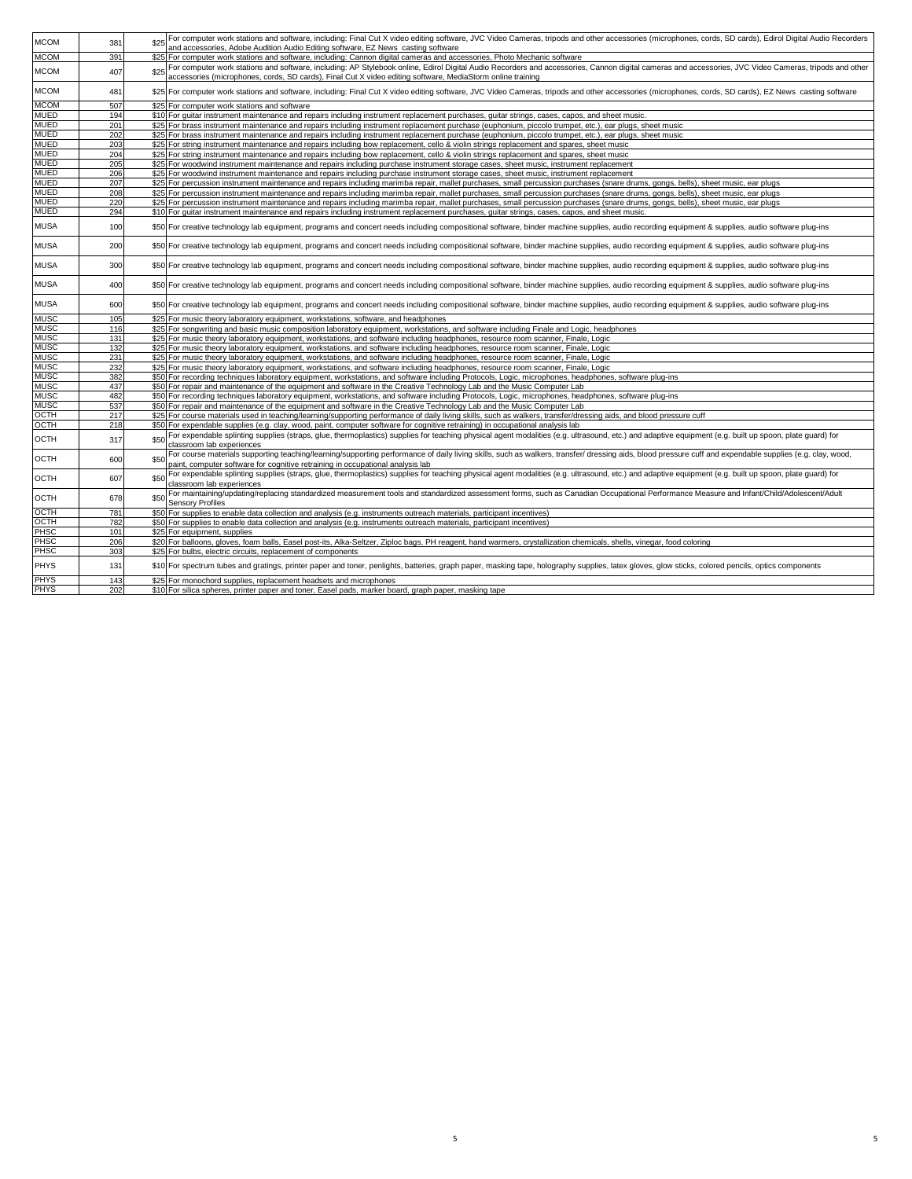| MCOM | 381 | $25 | For computer work stations and software, including: Final Cut X video editing software, JVC Video Cameras, tripods and other accessories (microphones, cords, SD cards), Edirol Digital Audio Recorders and accessories, Adobe Audition Audio Editing software, EZ News casting software |
|---|---|---|---|
| MCOM | 391 | $25 | For computer work stations and software, including: Cannon digital cameras and accessories, Photo Mechanic software |
| MCOM | 407 | $25 | For computer work stations and software, including: AP Stylebook online, Edirol Digital Audio Recorders and accessories, Cannon digital cameras and accessories, JVC Video Cameras, tripods and other accessories (microphones, cords, SD cards), Final Cut X video editing software, MediaStorm online training |
| MCOM | 481 | $25 | For computer work stations and software, including: Final Cut X video editing software, JVC Video Cameras, tripods and other accessories (microphones, cords, SD cards), EZ News casting software |
| MCOM | 507 | $25 | For computer work stations and software |
| MUED | 194 | $10 | For guitar instrument maintenance and repairs including instrument replacement purchases, guitar strings, cases, capos, and sheet music. |
| MUED | 201 | $25 | For brass instrument maintenance and repairs including instrument replacement purchase (euphonium, piccolo trumpet, etc.), ear plugs, sheet music |
| MUED | 202 | $25 | For brass instrument maintenance and repairs including instrument replacement purchase (euphonium, piccolo trumpet, etc.), ear plugs, sheet music |
| MUED | 203 | $25 | For string instrument maintenance and repairs including bow replacement, cello & violin strings replacement and spares, sheet music |
| MUED | 204 | $25 | For string instrument maintenance and repairs including bow replacement, cello & violin strings replacement and spares, sheet music |
| MUED | 205 | $25 | For woodwind instrument maintenance and repairs including purchase instrument storage cases, sheet music, instrument replacement |
| MUED | 206 | $25 | For woodwind instrument maintenance and repairs including purchase instrument storage cases, sheet music, instrument replacement |
| MUED | 207 | $25 | For percussion instrument maintenance and repairs including marimba repair, mallet purchases, small percussion purchases (snare drums, gongs, bells), sheet music, ear plugs |
| MUED | 208 | $25 | For percussion instrument maintenance and repairs including marimba repair, mallet purchases, small percussion purchases (snare drums, gongs, bells), sheet music, ear plugs |
| MUED | 220 | $25 | For percussion instrument maintenance and repairs including marimba repair, mallet purchases, small percussion purchases (snare drums, gongs, bells), sheet music, ear plugs |
| MUED | 294 | $10 | For guitar instrument maintenance and repairs including instrument replacement purchases, guitar strings, cases, capos, and sheet music. |
| MUSA | 100 | $50 | For creative technology lab equipment, programs and concert needs including compositional software, binder machine supplies, audio recording equipment & supplies, audio software plug-ins |
| MUSA | 200 | $50 | For creative technology lab equipment, programs and concert needs including compositional software, binder machine supplies, audio recording equipment & supplies, audio software plug-ins |
| MUSA | 300 | $50 | For creative technology lab equipment, programs and concert needs including compositional software, binder machine supplies, audio recording equipment & supplies, audio software plug-ins |
| MUSA | 400 | $50 | For creative technology lab equipment, programs and concert needs including compositional software, binder machine supplies, audio recording equipment & supplies, audio software plug-ins |
| MUSA | 600 | $50 | For creative technology lab equipment, programs and concert needs including compositional software, binder machine supplies, audio recording equipment & supplies, audio software plug-ins |
| MUSC | 105 | $25 | For music theory laboratory equipment, workstations, software, and headphones |
| MUSC | 116 | $25 | For songwriting and basic music composition laboratory equipment, workstations, and software including Finale and Logic, headphones |
| MUSC | 131 | $25 | For music theory laboratory equipment, workstations, and software including headphones, resource room scanner, Finale, Logic |
| MUSC | 132 | $25 | For music theory laboratory equipment, workstations, and software including headphones, resource room scanner, Finale, Logic |
| MUSC | 231 | $25 | For music theory laboratory equipment, workstations, and software including headphones, resource room scanner, Finale, Logic |
| MUSC | 232 | $25 | For music theory laboratory equipment, workstations, and software including headphones, resource room scanner, Finale, Logic |
| MUSC | 382 | $50 | For recording techniques laboratory equipment, workstations, and software including Protocols, Logic, microphones, headphones, software plug-ins |
| MUSC | 437 | $50 | For repair and maintenance of the equipment and software in the Creative Technology Lab and the Music Computer Lab |
| MUSC | 482 | $50 | For recording techniques laboratory equipment, workstations, and software including Protocols, Logic, microphones, headphones, software plug-ins |
| MUSC | 537 | $50 | For repair and maintenance of the equipment and software in the Creative Technology Lab and the Music Computer Lab |
| OCTH | 217 | $25 | For course materials used in teaching/learning/supporting performance of daily living skills, such as walkers, transfer/dressing aids, and blood pressure cuff |
| OCTH | 218 | $50 | For expendable supplies (e.g. clay, wood, paint, computer software for cognitive retraining) in occupational analysis lab |
| OCTH | 317 | $50 | For expendable splinting supplies (straps, glue, thermoplastics) supplies for teaching physical agent modalities (e.g. ultrasound, etc.) and adaptive equipment (e.g. built up spoon, plate guard) for classroom lab experiences |
| OCTH | 600 | $50 | For course materials supporting teaching/learning/supporting performance of daily living skills, such as walkers, transfer/ dressing aids, blood pressure cuff and expendable supplies (e.g. clay, wood, paint, computer software for cognitive retraining in occupational analysis lab |
| OCTH | 607 | $50 | For expendable splinting supplies (straps, glue, thermoplastics) supplies for teaching physical agent modalities (e.g. ultrasound, etc.) and adaptive equipment (e.g. built up spoon, plate guard) for classroom lab experiences |
| OCTH | 678 | $50 | For maintaining/updating/replacing standardized measurement tools and standardized assessment forms, such as Canadian Occupational Performance Measure and Infant/Child/Adolescent/Adult Sensory Profiles |
| OCTH | 781 | $50 | For supplies to enable data collection and analysis (e.g. instruments outreach materials, participant incentives) |
| OCTH | 782 | $50 | For supplies to enable data collection and analysis (e.g. instruments outreach materials, participant incentives) |
| PHSC | 101 | $25 | For equipment, supplies |
| PHSC | 206 | $20 | For balloons, gloves, foam balls, Easel post-its, Alka-Seltzer, Ziploc bags, PH reagent, hand warmers, crystallization chemicals, shells, vinegar, food coloring |
| PHSC | 303 | $25 | For bulbs, electric circuits, replacement of components |
| PHYS | 131 | $10 | For spectrum tubes and gratings, printer paper and toner, penlights, batteries, graph paper, masking tape, holography supplies, latex gloves, glow sticks, colored pencils, optics components |
| PHYS | 143 | $25 | For monochord supplies, replacement headsets and microphones |
| PHYS | 202 | $10 | For silica spheres, printer paper and toner, Easel pads, marker board, graph paper, masking tape |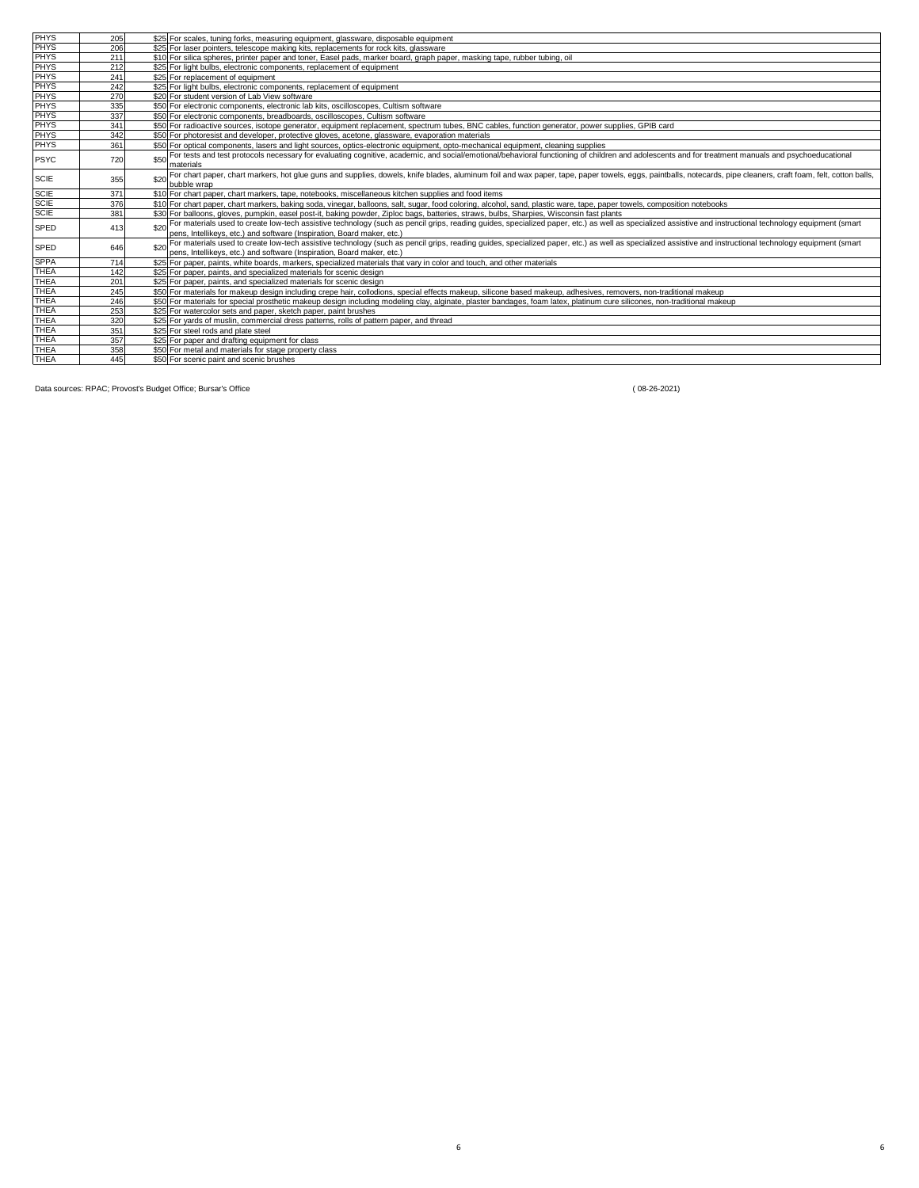| | | | |
|---|---|---|---|
| PHYS | 205 | $25 | For scales, tuning forks, measuring equipment, glassware, disposable equipment |
| PHYS | 206 | $25 | For laser pointers, telescope making kits, replacements for rock kits, glassware |
| PHYS | 211 | $10 | For silica spheres, printer paper and toner, Easel pads, marker board, graph paper, masking tape, rubber tubing, oil |
| PHYS | 212 | $25 | For light bulbs, electronic components, replacement of equipment |
| PHYS | 241 | $25 | For replacement of equipment |
| PHYS | 242 | $25 | For light bulbs, electronic components, replacement of equipment |
| PHYS | 270 | $20 | For student version of Lab View software |
| PHYS | 335 | $50 | For electronic components, electronic lab kits, oscilloscopes, Cultism software |
| PHYS | 337 | $50 | For electronic components, breadboards, oscilloscopes, Cultism software |
| PHYS | 341 | $50 | For radioactive sources, isotope generator, equipment replacement, spectrum tubes, BNC cables, function generator, power supplies, GPIB card |
| PHYS | 342 | $50 | For photoresist and developer, protective gloves, acetone, glassware, evaporation materials |
| PHYS | 361 | $50 | For optical components, lasers and light sources, optics-electronic equipment, opto-mechanical equipment, cleaning supplies |
| PSYC | 720 | $50 | For tests and test protocols necessary for evaluating cognitive, academic, and social/emotional/behavioral functioning of children and adolescents and for treatment manuals and psychoeducational materials |
| SCIE | 355 | $20 | For chart paper, chart markers, hot glue guns and supplies, dowels, knife blades, aluminum foil and wax paper, tape, paper towels, eggs, paintballs, notecards, pipe cleaners, craft foam, felt, cotton balls, bubble wrap |
| SCIE | 371 | $10 | For chart paper, chart markers, tape, notebooks, miscellaneous kitchen supplies and food items |
| SCIE | 376 | $10 | For chart paper, chart markers, baking soda, vinegar, balloons, salt, sugar, food coloring, alcohol, sand, plastic ware, tape, paper towels, composition notebooks |
| SCIE | 381 | $30 | For balloons, gloves, pumpkin, easel post-it, baking powder, Ziploc bags, batteries, straws, bulbs, Sharpies, Wisconsin fast plants |
| SPED | 413 | $20 | For materials used to create low-tech assistive technology (such as pencil grips, reading guides, specialized paper, etc.) as well as specialized assistive and instructional technology equipment (smart pens, Intellikeys, etc.) and software (Inspiration, Board maker, etc.) |
| SPED | 646 | $20 | For materials used to create low-tech assistive technology (such as pencil grips, reading guides, specialized paper, etc.) as well as specialized assistive and instructional technology equipment (smart pens, Intellikeys, etc.) and software (Inspiration, Board maker, etc.) |
| SPPA | 714 | $25 | For paper, paints, white boards, markers, specialized materials that vary in color and touch, and other materials |
| THEA | 142 | $25 | For paper, paints, and specialized materials for scenic design |
| THEA | 201 | $25 | For paper, paints, and specialized materials for scenic design |
| THEA | 245 | $50 | For materials for makeup design including crepe hair, collodions, special effects makeup, silicone based makeup, adhesives, removers, non-traditional makeup |
| THEA | 246 | $50 | For materials for special prosthetic makeup design including modeling clay, alginate, plaster bandages, foam latex, platinum cure silicones, non-traditional makeup |
| THEA | 253 | $25 | For watercolor sets and paper, sketch paper, paint brushes |
| THEA | 320 | $25 | For yards of muslin, commercial dress patterns, rolls of pattern paper, and thread |
| THEA | 351 | $25 | For steel rods and plate steel |
| THEA | 357 | $25 | For paper and drafting equipment for class |
| THEA | 358 | $50 | For metal and materials for stage property class |
| THEA | 445 | $50 | For scenic paint and scenic brushes |

Data sources: RPAC; Provost's Budget Office; Bursar's Office

( 08-26-2021)